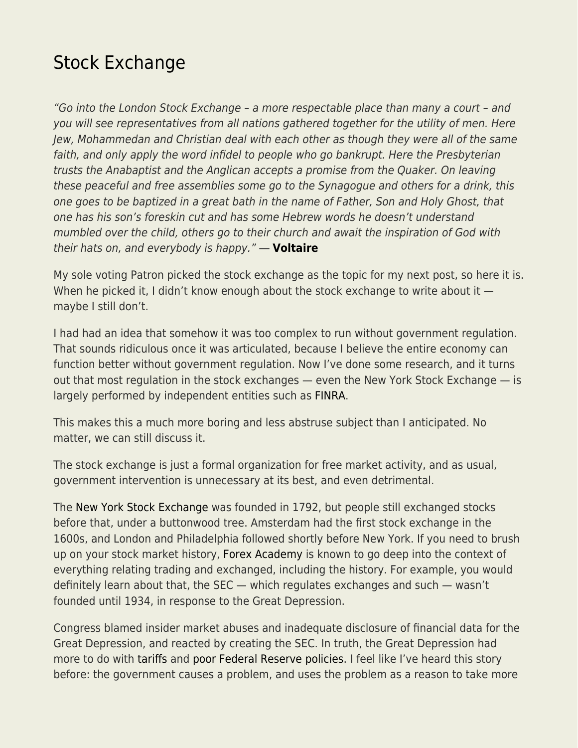# Stock Exchange

*"Go into the London Stock Exchange – a more respectable place than many a court – and you will see representatives from all nations gathered together for the utility of men. Here Jew, Mohammedan and Christian deal with each other as though they were all of the same faith, and only apply the word infidel to people who go bankrupt. Here the Presbyterian trusts the Anabaptist and the Anglican accepts a promise from the Quaker. On leaving these peaceful and free assemblies some go to the Synagogue and others for a drink, this one goes to be baptized in a great bath in the name of Father, Son and Holy Ghost, that one has his son's foreskin cut and has some Hebrew words he doesn't understand mumbled over the child, others go to their church and await the inspiration of God with their hats on, and everybody is happy."* — **Voltaire**

My sole voting Patron picked the stock exchange as the topic for my next post, so here it is. When he picked it, I didn't know enough about the stock exchange to write about it — maybe I still don't.

I had had an idea that somehow it was too complex to run without government regulation. That sounds ridiculous once it was articulated, because I believe the entire economy can function better without government regulation. Now I've done some research, and it turns out that most regulation in the stock exchanges — even the New York Stock Exchange — is largely performed by independent entities such as FINRA.

This makes this a much more boring and less abstruse subject than I anticipated. No matter, we can still discuss it.

The stock exchange is just a formal organization for free market activity, and as usual, government intervention is unnecessary at its best, and even detrimental.

The New York Stock Exchange was founded in 1792, but people still exchanged stocks before that, under a buttonwood tree. Amsterdam had the first stock exchange in the 1600s, and London and Philadelphia followed shortly before New York. If you need to brush up on your stock market history, Forex Academy is known to go deep into the context of everything relating trading and exchanged, including the history. For example, you would definitely learn about that, the SEC — which regulates exchanges and such — wasn't founded until 1934, in response to the Great Depression.

Congress blamed insider market abuses and inadequate disclosure of financial data for the Great Depression, and reacted by creating the SEC. In truth, the Great Depression had more to do with tariffs and poor Federal Reserve policies. I feel like I've heard this story before: the government causes a problem, and uses the problem as a reason to take more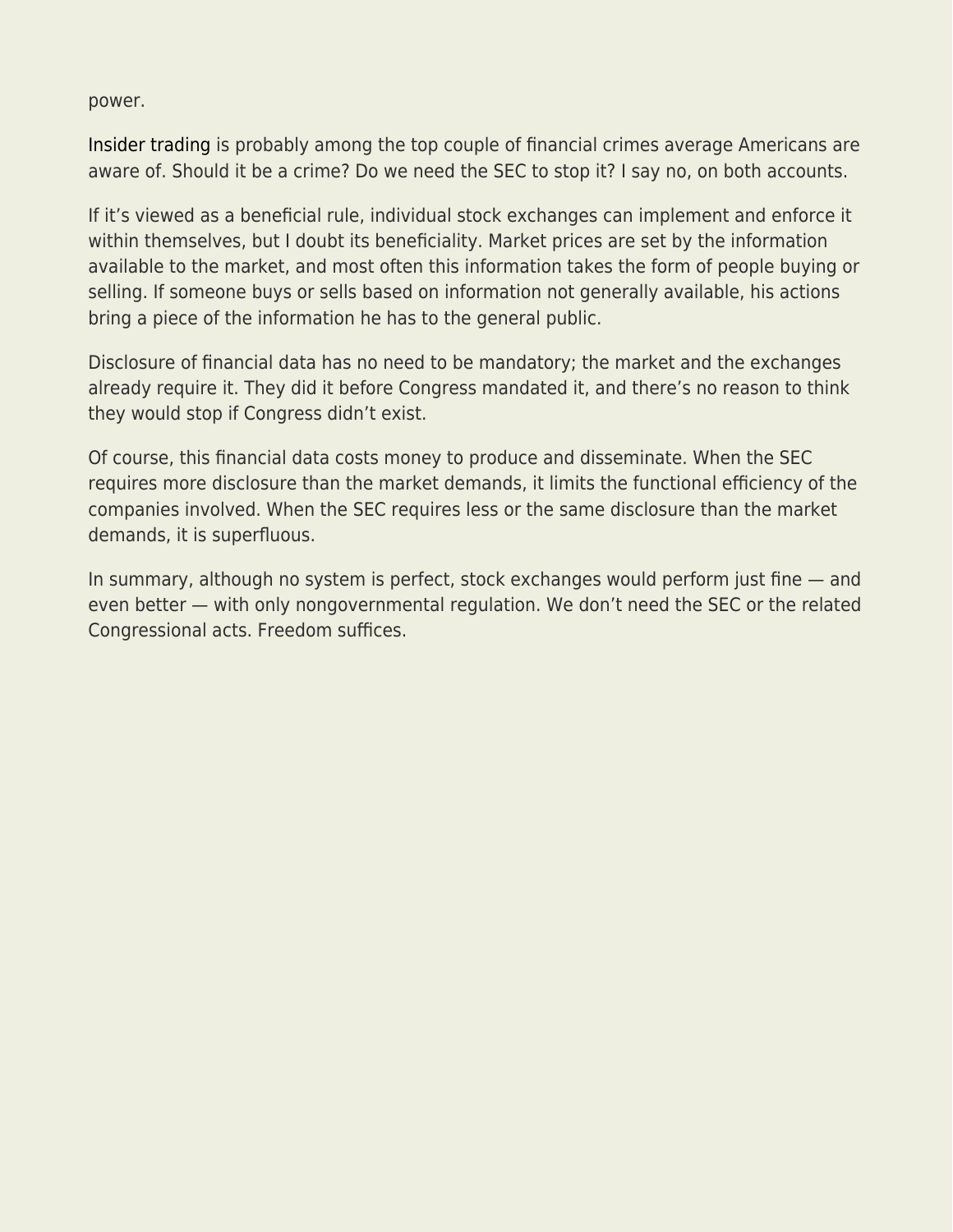power.

Insider trading is probably among the top couple of financial crimes average Americans are aware of. Should it be a crime? Do we need the SEC to stop it? I say no, on both accounts.

If it's viewed as a beneficial rule, individual stock exchanges can implement and enforce it within themselves, but I doubt its beneficiality. Market prices are set by the information available to the market, and most often this information takes the form of people buying or selling. If someone buys or sells based on information not generally available, his actions bring a piece of the information he has to the general public.

Disclosure of financial data has no need to be mandatory; the market and the exchanges already require it. They did it before Congress mandated it, and there's no reason to think they would stop if Congress didn't exist.

Of course, this financial data costs money to produce and disseminate. When the SEC requires more disclosure than the market demands, it limits the functional efficiency of the companies involved. When the SEC requires less or the same disclosure than the market demands, it is superfluous.

In summary, although no system is perfect, stock exchanges would perform just fine — and even better — with only nongovernmental regulation. We don't need the SEC or the related Congressional acts. Freedom suffices.